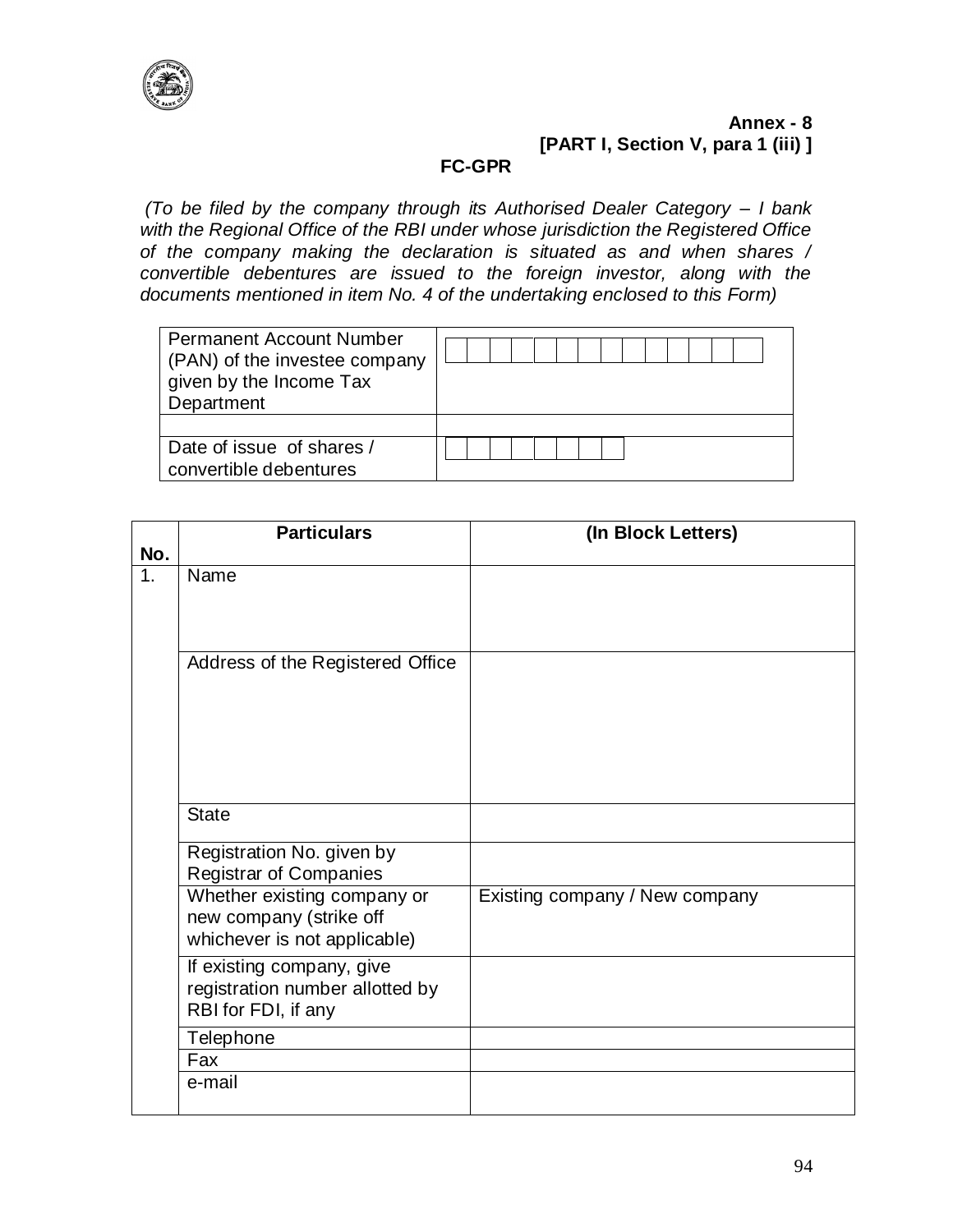**Annex - 8**
**[PART I, Section V, para 1 (iii) ]**

## FC-GPR

*(To be filed by the company through its Authorised Dealer Category – I bank with the Regional Office of the RBI under whose jurisdiction the Registered Office of the company making the declaration is situated as and when shares / convertible debentures are issued to the foreign investor, along with the documents mentioned in item No. 4 of the undertaking enclosed to this Form)*

| | |
|---|---|
| Permanent Account Number (PAN) of the investee company given by the Income Tax Department | |
| | |
| Date of issue of shares / convertible debentures | |

| No. | Particulars | (In Block Letters) |
|---|---|---|
| 1. | Name | |
| | Address of the Registered Office | |
| | State | |
| | Registration No. given by Registrar of Companies | |
| | Whether existing company or new company (strike off whichever is not applicable) | Existing company / New company |
| | If existing company, give registration number allotted by RBI for FDI, if any | |
| | Telephone | |
| | Fax | |
| | e-mail | |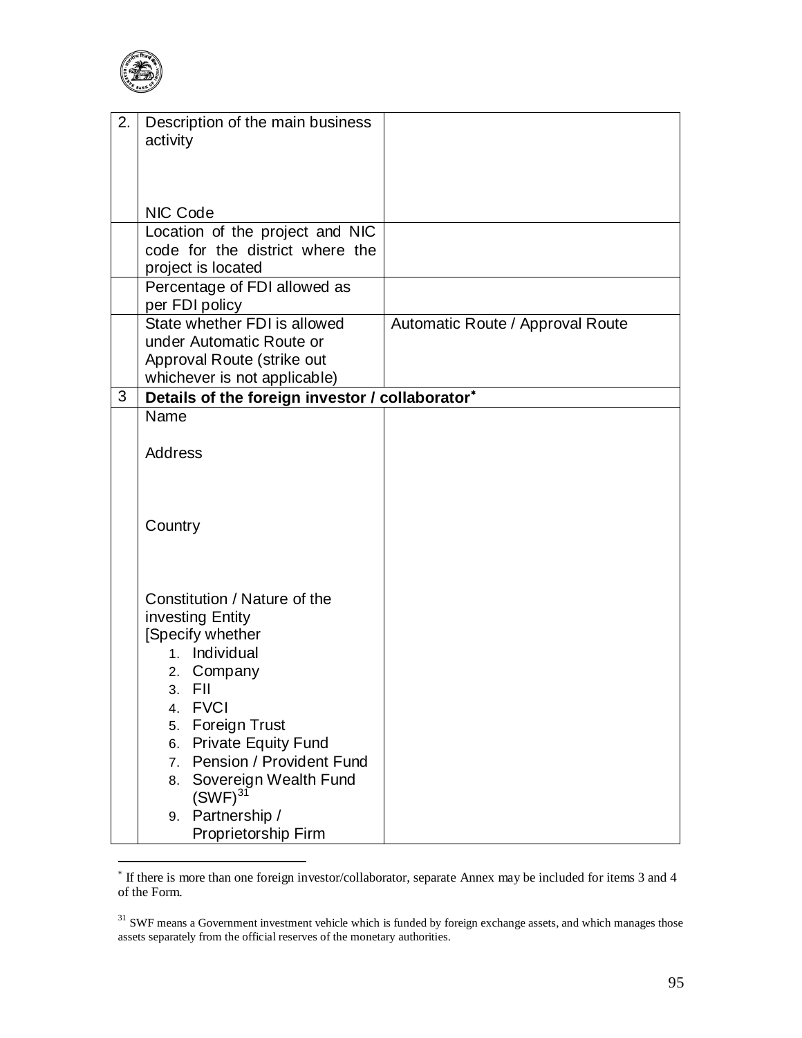| | | |
|---|---|---|
| 2. | Description of the main business activity<br><br>NIC Code | |
| | Location of the project and NIC code for the district where the project is located | |
| | Percentage of FDI allowed as per FDI policy | |
| | State whether FDI is allowed under Automatic Route or Approval Route (strike out whichever is not applicable) | Automatic Route / Approval Route |
| 3 | **Details of the foreign investor / collaborator*** | |
| | Name<br><br>Address<br><br>Country<br><br>Constitution / Nature of the investing Entity<br>[Specify whether<br>1. Individual<br>2. Company<br>3. FII<br>4. FVCI<br>5. Foreign Trust<br>6. Private Equity Fund<br>7. Pension / Provident Fund<br>8. Sovereign Wealth Fund (SWF)[31]<br>9. Partnership / Proprietorship Firm | |

* If there is more than one foreign investor/collaborator, separate Annex may be included for items 3 and 4 of the Form.

[31] SWF means a Government investment vehicle which is funded by foreign exchange assets, and which manages those assets separately from the official reserves of the monetary authorities.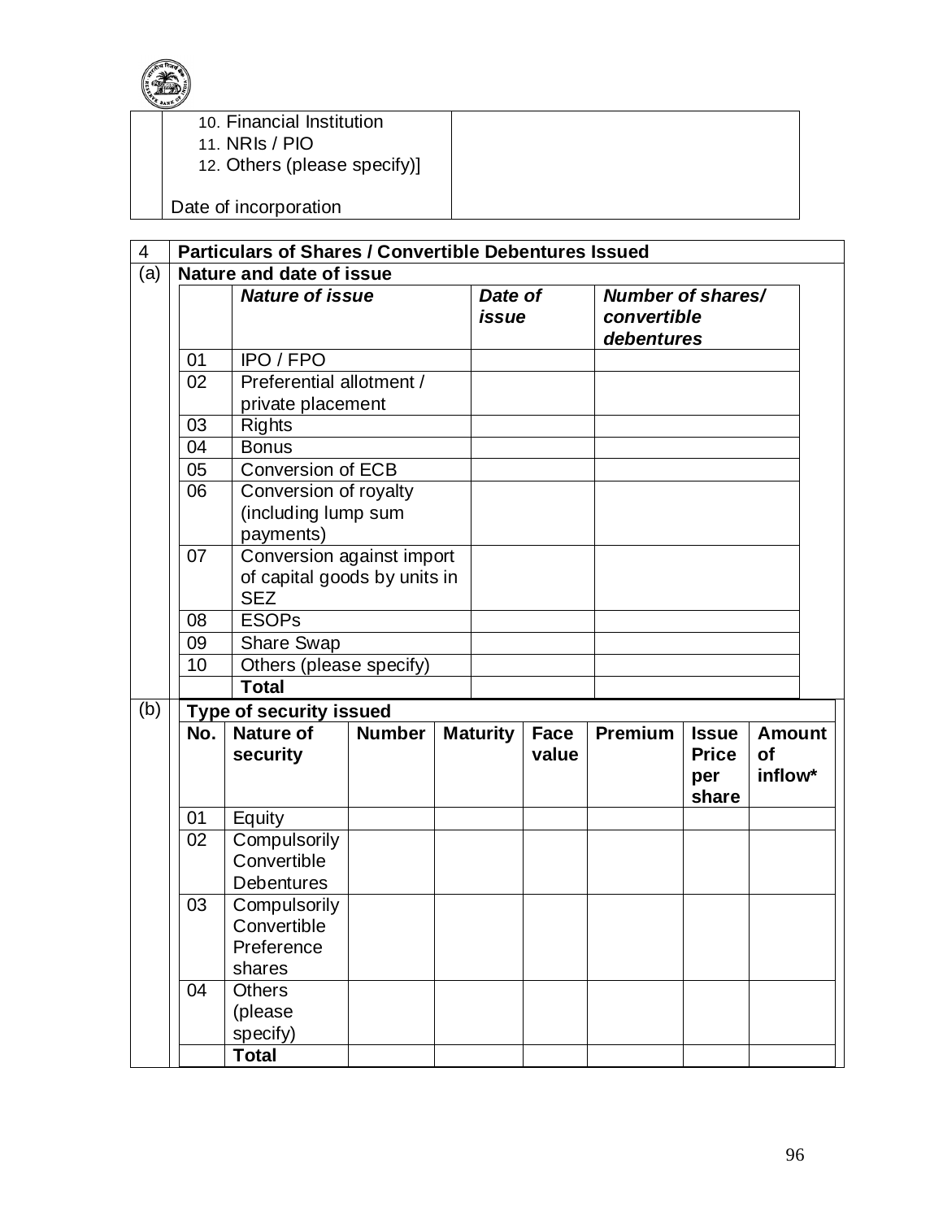| | 10. Financial Institution<br>11. NRIs / PIO<br>12. Others (please specify)]<br><br>Date of incorporation | |
|---|---|---|

| 4 | **Particulars of Shares / Convertible Debentures Issued** | | |
|---|---|---|---|
| (a) | **Nature and date of issue** | | |
| | ***Nature of issue*** | ***Date of issue*** | ***Number of shares/ convertible debentures*** |
| 01 | IPO / FPO | | |
| 02 | Preferential allotment / private placement | | |
| 03 | Rights | | |
| 04 | Bonus | | |
| 05 | Conversion of ECB | | |
| 06 | Conversion of royalty (including lump sum payments) | | |
| 07 | Conversion against import of capital goods by units in SEZ | | |
| 08 | ESOPs | | |
| 09 | Share Swap | | |
| 10 | Others (please specify) | | |
| | **Total** | | |

| (b) | **Type of security issued** | | | | | | | |
|---|---|---|---|---|---|---|---|---|
| **No.** | **Nature of security** | **Number** | **Maturity** | **Face value** | **Premium** | **Issue Price per share** | **Amount of inflow*** |
| 01 | Equity | | | | | | |
| 02 | Compulsorily Convertible Debentures | | | | | | |
| 03 | Compulsorily Convertible Preference shares | | | | | | |
| 04 | Others (please specify) | | | | | | |
| | **Total** | | | | | | |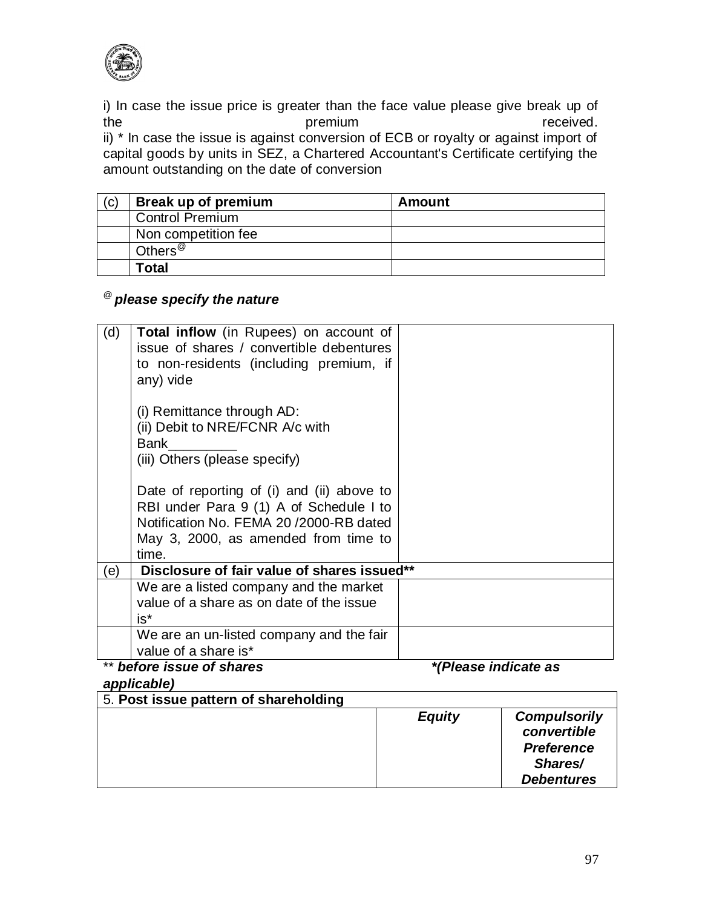i) In case the issue price is greater than the face value please give break up of the premium received.
ii) * In case the issue is against conversion of ECB or royalty or against import of capital goods by units in SEZ, a Chartered Accountant's Certificate certifying the amount outstanding on the date of conversion

| (c) | **Break up of premium** | **Amount** |
|---|---|---|
| | Control Premium | |
| | Non competition fee | |
| | Others[@] | |
| | **Total** | |

[@] ***please specify the nature***

| (d) | **Total inflow** (in Rupees) on account of issue of shares / convertible debentures to non-residents (including premium, if any) vide<br><br>(i) Remittance through AD:<br>(ii) Debit to NRE/FCNR A/c with Bank_________<br>(iii) Others (please specify)<br><br>Date of reporting of (i) and (ii) above to RBI under Para 9 (1) A of Schedule I to Notification No. FEMA 20 /2000-RB dated May 3, 2000, as amended from time to time. | |
|---|---|---|
| (e) | **Disclosure of fair value of shares issued**** | |
| | We are a listed company and the market value of a share as on date of the issue is* | |
| | We are an un-listed company and the fair value of a share is* | |

** ***before issue of shares*** ***\*(Please indicate as applicable)***

| 5. **Post issue pattern of shareholding** | ***Equity*** | ***Compulsorily convertible Preference Shares/ Debentures*** |
|---|---|---|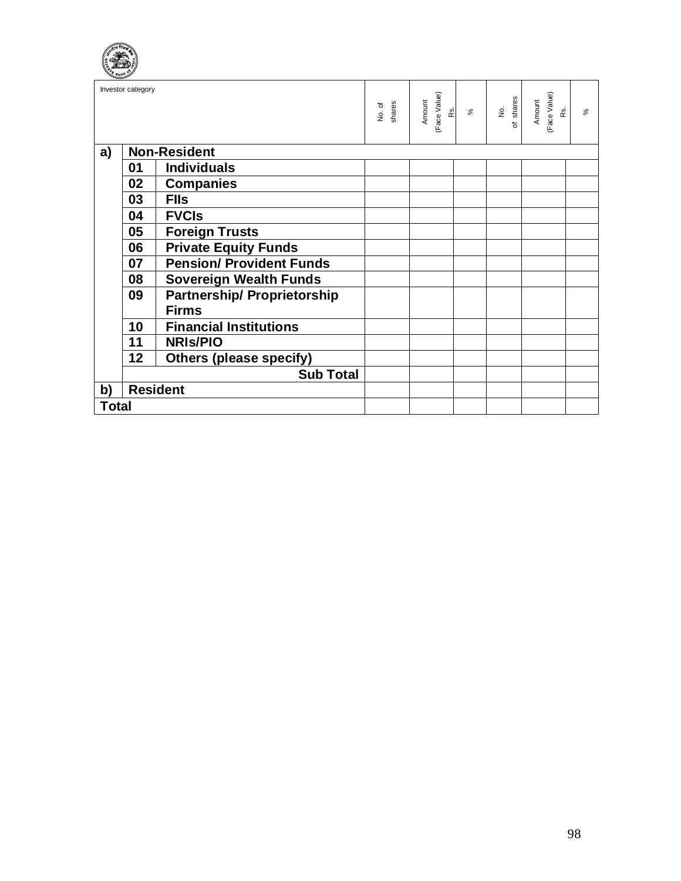| Investor category | | | No. of shares | Amount (Face Value) Rs. | % | No. of shares | Amount (Face Value) Rs. | % |
|---|---|---|---|---|---|---|---|---|
| **a)** | **Non-Resident** | | | | | | | |
| | **01** | **Individuals** | | | | | | |
| | **02** | **Companies** | | | | | | |
| | **03** | **FIIs** | | | | | | |
| | **04** | **FVCIs** | | | | | | |
| | **05** | **Foreign Trusts** | | | | | | |
| | **06** | **Private Equity Funds** | | | | | | |
| | **07** | **Pension/ Provident Funds** | | | | | | |
| | **08** | **Sovereign Wealth Funds** | | | | | | |
| | **09** | **Partnership/ Proprietorship Firms** | | | | | | |
| | **10** | **Financial Institutions** | | | | | | |
| | **11** | **NRIs/PIO** | | | | | | |
| | **12** | **Others (please specify)** | | | | | | |
| | | **Sub Total** | | | | | | |
| **b)** | **Resident** | | | | | | | |
| **Total** | | | | | | | | |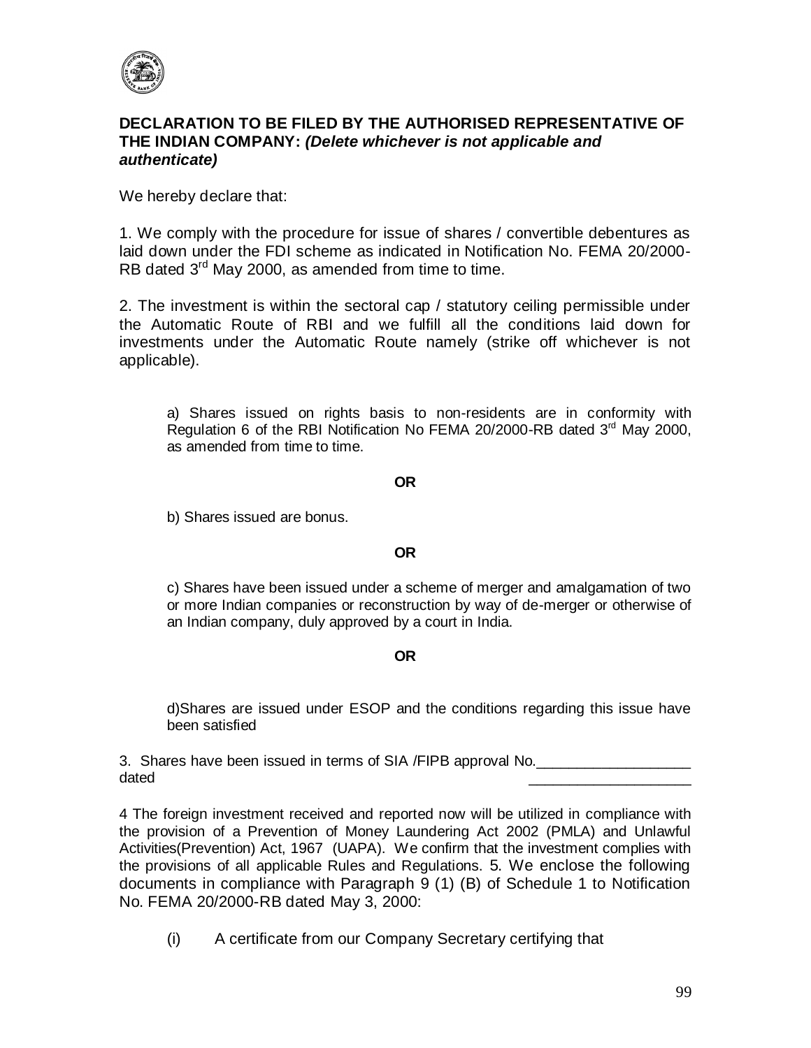**DECLARATION TO BE FILED BY THE AUTHORISED REPRESENTATIVE OF THE INDIAN COMPANY:** ***(Delete whichever is not applicable and authenticate)***

We hereby declare that:

1. We comply with the procedure for issue of shares / convertible debentures as laid down under the FDI scheme as indicated in Notification No. FEMA 20/2000-RB dated 3rd May 2000, as amended from time to time.

2. The investment is within the sectoral cap / statutory ceiling permissible under the Automatic Route of RBI and we fulfill all the conditions laid down for investments under the Automatic Route namely (strike off whichever is not applicable).

> a) Shares issued on rights basis to non-residents are in conformity with Regulation 6 of the RBI Notification No FEMA 20/2000-RB dated 3rd May 2000, as amended from time to time.
>
> **OR**
>
> b) Shares issued are bonus.
>
> **OR**
>
> c) Shares have been issued under a scheme of merger and amalgamation of two or more Indian companies or reconstruction by way of de-merger or otherwise of an Indian company, duly approved by a court in India.
>
> **OR**
>
> d)Shares are issued under ESOP and the conditions regarding this issue have been satisfied

3. Shares have been issued in terms of SIA /FIPB approval No.\_\_\_\_\_\_\_\_\_\_\_\_\_\_\_\_\_\_\_
dated \_\_\_\_\_\_\_\_\_\_\_\_\_\_\_\_\_\_\_\_

4 The foreign investment received and reported now will be utilized in compliance with the provision of a Prevention of Money Laundering Act 2002 (PMLA) and Unlawful Activities(Prevention) Act, 1967 (UAPA). We confirm that the investment complies with the provisions of all applicable Rules and Regulations. 5. We enclose the following documents in compliance with Paragraph 9 (1) (B) of Schedule 1 to Notification No. FEMA 20/2000-RB dated May 3, 2000:

(i) A certificate from our Company Secretary certifying that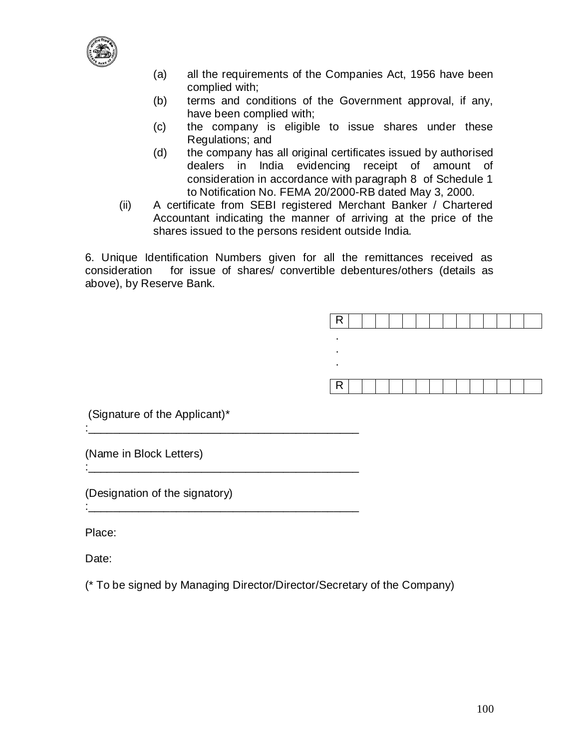(a) all the requirements of the Companies Act, 1956 have been complied with;

(b) terms and conditions of the Government approval, if any, have been complied with;

(c) the company is eligible to issue shares under these Regulations; and

(d) the company has all original certificates issued by authorised dealers in India evidencing receipt of amount of consideration in accordance with paragraph 8 of Schedule 1 to Notification No. FEMA 20/2000-RB dated May 3, 2000.

(ii) A certificate from SEBI registered Merchant Banker / Chartered Accountant indicating the manner of arriving at the price of the shares issued to the persons resident outside India.

6. Unique Identification Numbers given for all the remittances received as consideration for issue of shares/ convertible debentures/others (details as above), by Reserve Bank.

| R | | | | | | | | | | | | | | | |
|---|---|---|---|---|---|---|---|---|---|---|---|---|---|---|---|

.
.
.

| R | | | | | | | | | | | | | | | |
|---|---|---|---|---|---|---|---|---|---|---|---|---|---|---|---|

(Signature of the Applicant)*
:____________________________________________

(Name in Block Letters)
:____________________________________________

(Designation of the signatory)
:____________________________________________

Place:

Date:

(* To be signed by Managing Director/Director/Secretary of the Company)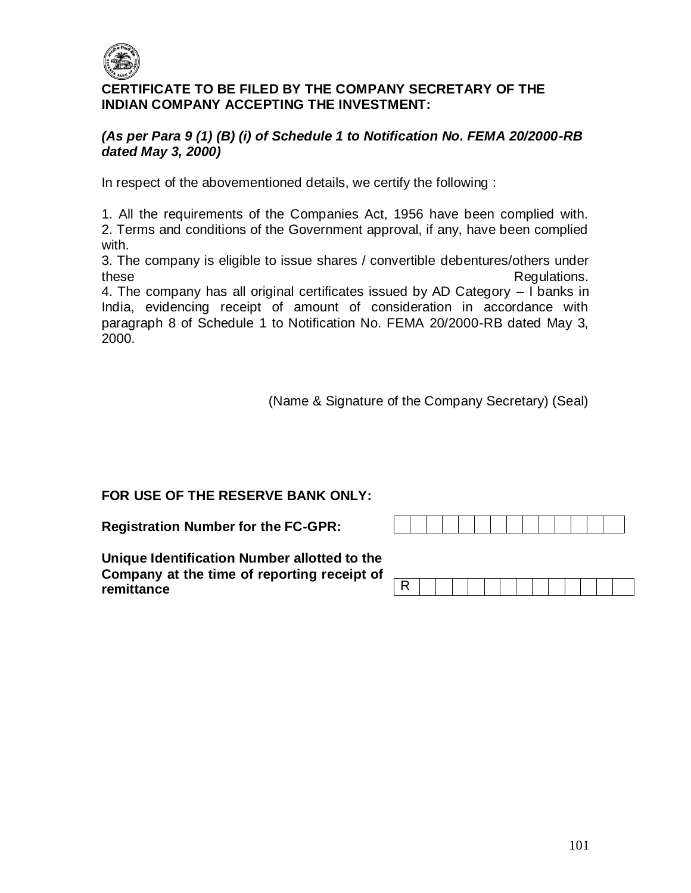## CERTIFICATE TO BE FILED BY THE COMPANY SECRETARY OF THE INDIAN COMPANY ACCEPTING THE INVESTMENT:

***(As per Para 9 (1) (B) (i) of Schedule 1 to Notification No. FEMA 20/2000-RB dated May 3, 2000)***

In respect of the abovementioned details, we certify the following :

1. All the requirements of the Companies Act, 1956 have been complied with.
2. Terms and conditions of the Government approval, if any, have been complied with.
3. The company is eligible to issue shares / convertible debentures/others under these Regulations.
4. The company has all original certificates issued by AD Category – I banks in India, evidencing receipt of amount of consideration in accordance with paragraph 8 of Schedule 1 to Notification No. FEMA 20/2000-RB dated May 3, 2000.

(Name & Signature of the Company Secretary) (Seal)

**FOR USE OF THE RESERVE BANK ONLY:**

| | | | | | | | | | | | | | | | |
|---|---|---|---|---|---|---|---|---|---|---|---|---|---|---|---|
| **Registration Number for the FC-GPR:** | | | | | | | | | | | | | | | |
| **Unique Identification Number allotted to the Company at the time of reporting receipt of remittance** | R | | | | | | | | | | | | | | |